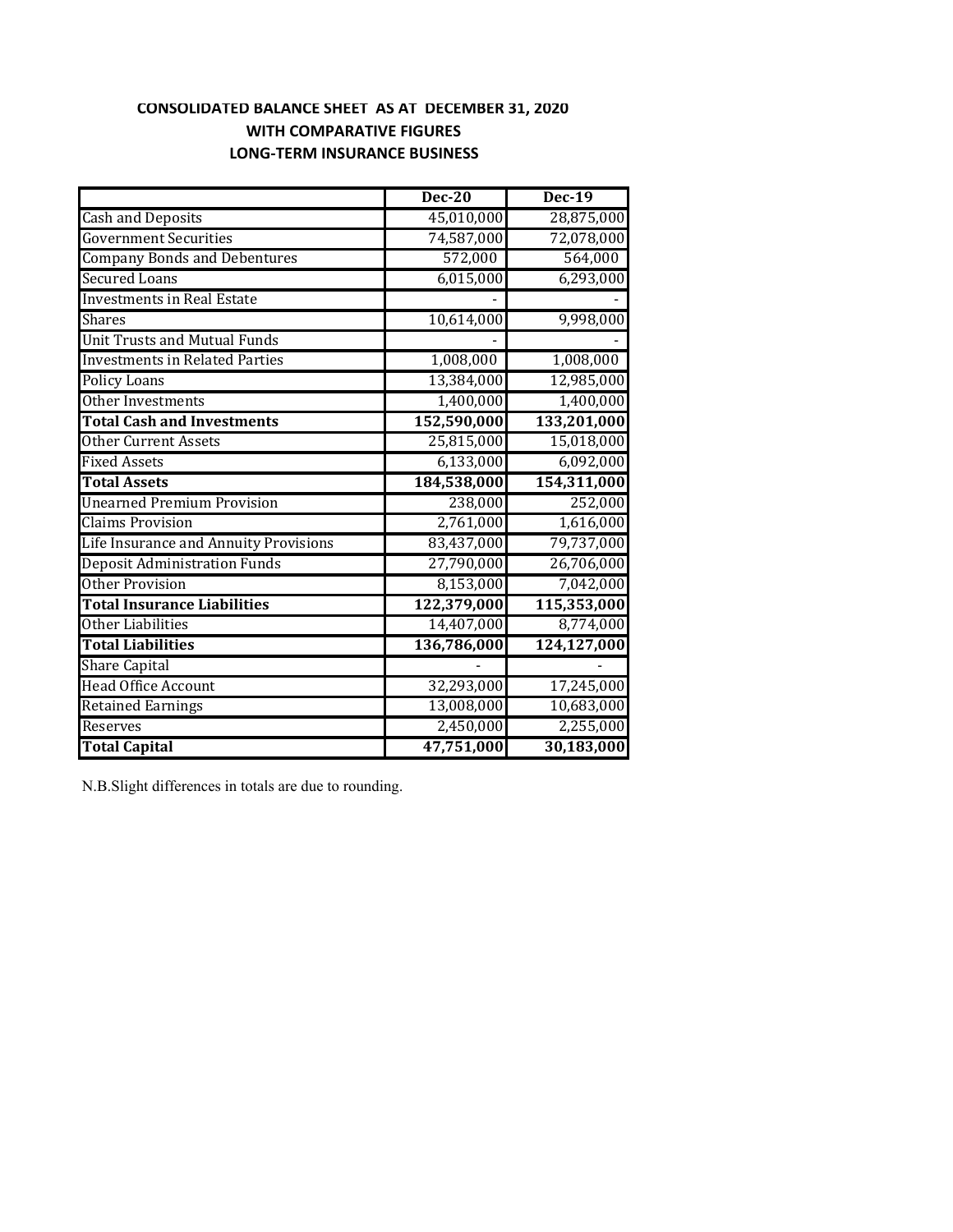## CONSOLIDATED BALANCE SHEET AS AT DECEMBER 31, 2020

### WITH COMPARATIVE FIGURES

### LONG-TERM INSURANCE BUSINESS

| | Dec-20 | Dec-19 |
|---|---|---|
| Cash and Deposits | 45,010,000 | 28,875,000 |
| Government Securities | 74,587,000 | 72,078,000 |
| Company Bonds and Debentures | 572,000 | 564,000 |
| Secured Loans | 6,015,000 | 6,293,000 |
| Investments in Real Estate | - | - |
| Shares | 10,614,000 | 9,998,000 |
| Unit Trusts and Mutual Funds | - | - |
| Investments in Related Parties | 1,008,000 | 1,008,000 |
| Policy Loans | 13,384,000 | 12,985,000 |
| Other Investments | 1,400,000 | 1,400,000 |
| **Total Cash and Investments** | **152,590,000** | **133,201,000** |
| Other Current Assets | 25,815,000 | 15,018,000 |
| Fixed Assets | 6,133,000 | 6,092,000 |
| **Total Assets** | **184,538,000** | **154,311,000** |
| Unearned Premium Provision | 238,000 | 252,000 |
| Claims Provision | 2,761,000 | 1,616,000 |
| Life Insurance and Annuity Provisions | 83,437,000 | 79,737,000 |
| Deposit Administration Funds | 27,790,000 | 26,706,000 |
| Other Provision | 8,153,000 | 7,042,000 |
| **Total Insurance Liabilities** | **122,379,000** | **115,353,000** |
| Other Liabilities | 14,407,000 | 8,774,000 |
| **Total Liabilities** | **136,786,000** | **124,127,000** |
| Share Capital | - | - |
| Head Office Account | 32,293,000 | 17,245,000 |
| Retained Earnings | 13,008,000 | 10,683,000 |
| Reserves | 2,450,000 | 2,255,000 |
| **Total Capital** | **47,751,000** | **30,183,000** |

N.B.Slight differences in totals are due to rounding.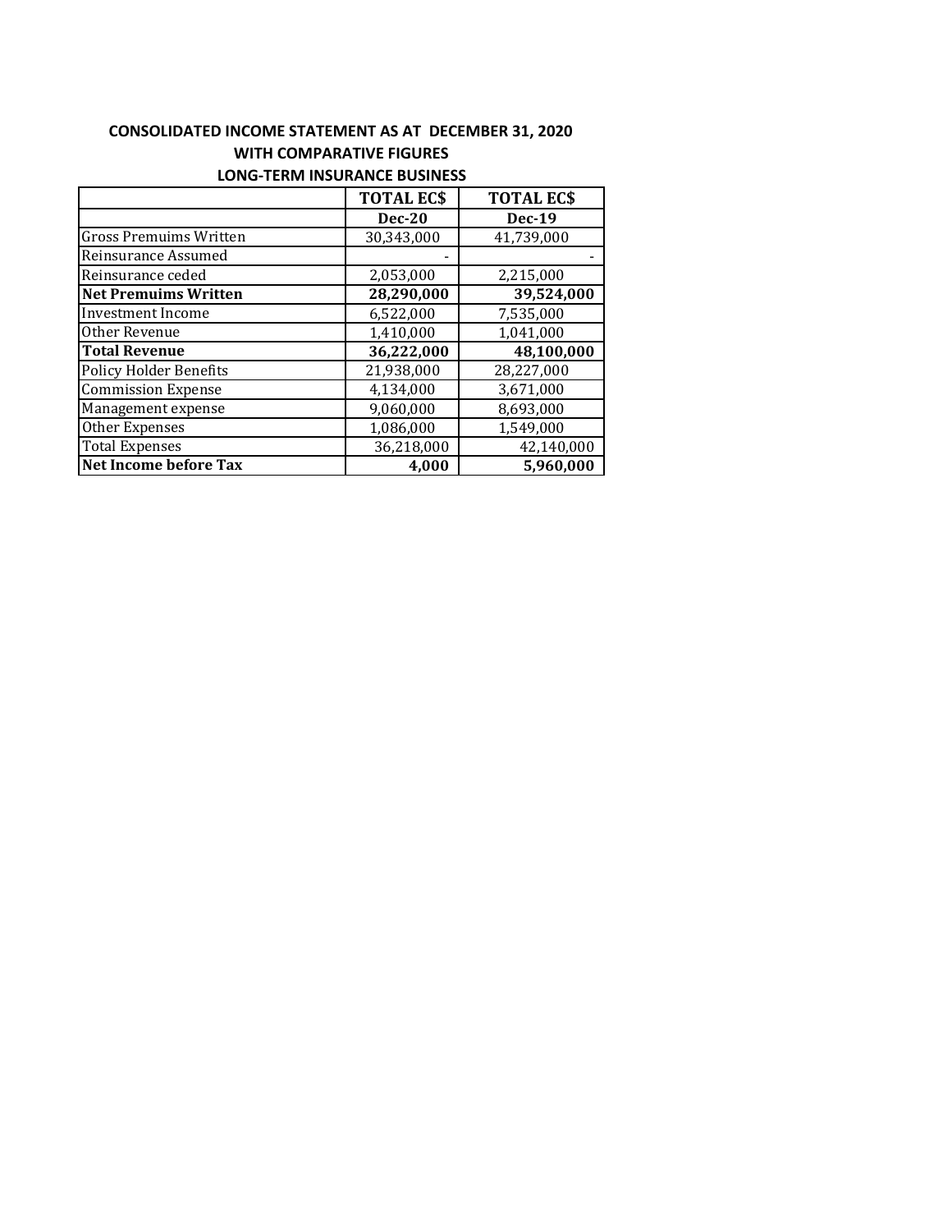## CONSOLIDATED INCOME STATEMENT AS AT DECEMBER 31, 2020
### WITH COMPARATIVE FIGURES
### LONG-TERM INSURANCE BUSINESS

| | TOTAL EC$ | TOTAL EC$ |
|---|---|---|
| | **Dec-20** | **Dec-19** |
| Gross Premuims Written | 30,343,000 | 41,739,000 |
| Reinsurance Assumed | - | - |
| Reinsurance ceded | 2,053,000 | 2,215,000 |
| **Net Premuims Written** | **28,290,000** | **39,524,000** |
| Investment Income | 6,522,000 | 7,535,000 |
| Other Revenue | 1,410,000 | 1,041,000 |
| **Total Revenue** | **36,222,000** | **48,100,000** |
| Policy Holder Benefits | 21,938,000 | 28,227,000 |
| Commission Expense | 4,134,000 | 3,671,000 |
| Management expense | 9,060,000 | 8,693,000 |
| Other Expenses | 1,086,000 | 1,549,000 |
| Total Expenses | 36,218,000 | 42,140,000 |
| **Net Income before Tax** | **4,000** | **5,960,000** |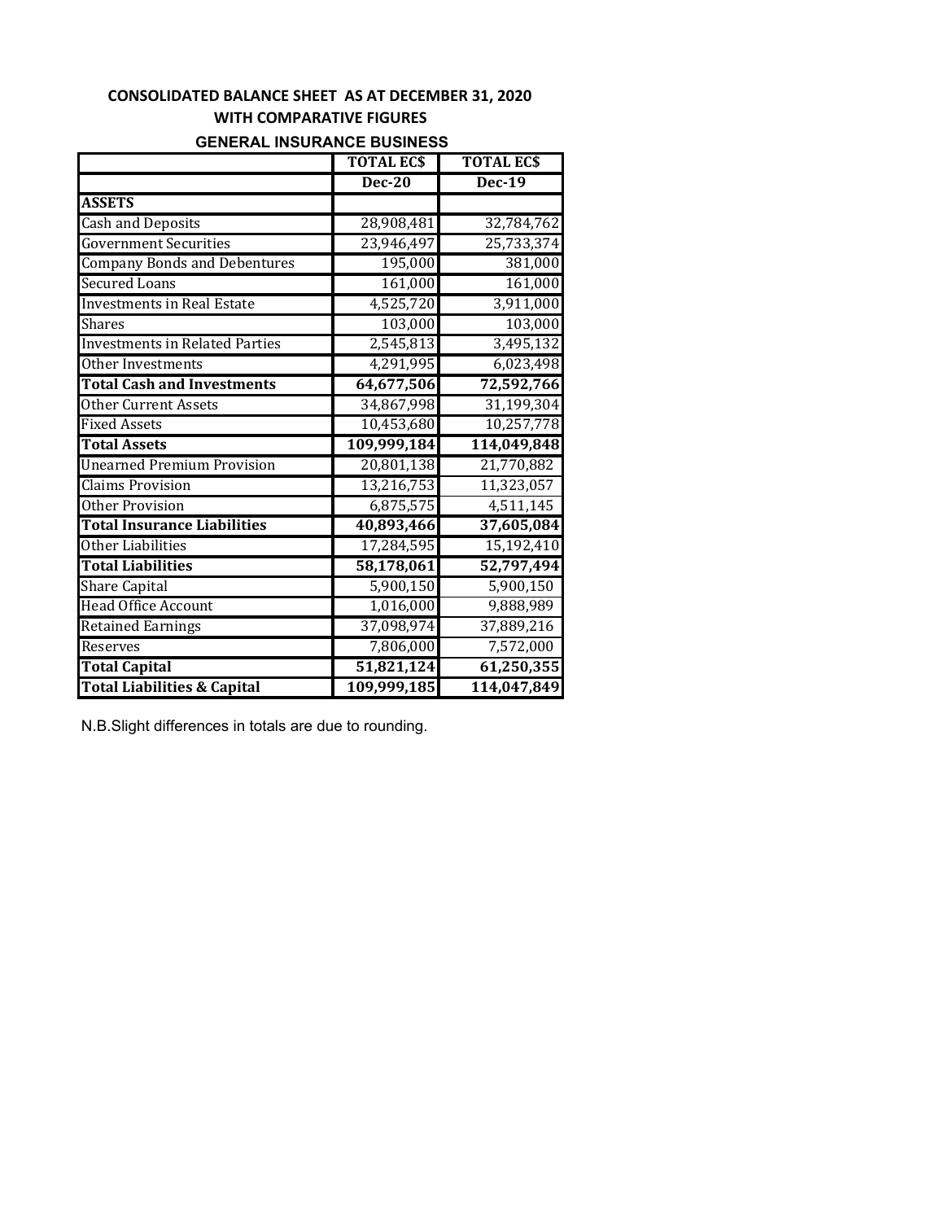**CONSOLIDATED BALANCE SHEET AS AT DECEMBER 31, 2020**
**WITH COMPARATIVE FIGURES**
**GENERAL INSURANCE BUSINESS**

| | TOTAL EC$ | TOTAL EC$ |
|---|---|---|
| | **Dec-20** | **Dec-19** |
| **ASSETS** | | |
| Cash and Deposits | 28,908,481 | 32,784,762 |
| Government Securities | 23,946,497 | 25,733,374 |
| Company Bonds and Debentures | 195,000 | 381,000 |
| Secured Loans | 161,000 | 161,000 |
| Investments in Real Estate | 4,525,720 | 3,911,000 |
| Shares | 103,000 | 103,000 |
| Investments in Related Parties | 2,545,813 | 3,495,132 |
| Other Investments | 4,291,995 | 6,023,498 |
| **Total Cash and Investments** | **64,677,506** | **72,592,766** |
| Other Current Assets | 34,867,998 | 31,199,304 |
| Fixed Assets | 10,453,680 | 10,257,778 |
| **Total Assets** | **109,999,184** | **114,049,848** |
| Unearned Premium Provision | 20,801,138 | 21,770,882 |
| Claims Provision | 13,216,753 | 11,323,057 |
| Other Provision | 6,875,575 | 4,511,145 |
| **Total Insurance Liabilities** | **40,893,466** | **37,605,084** |
| Other Liabilities | 17,284,595 | 15,192,410 |
| **Total Liabilities** | **58,178,061** | **52,797,494** |
| Share Capital | 5,900,150 | 5,900,150 |
| Head Office Account | 1,016,000 | 9,888,989 |
| Retained Earnings | 37,098,974 | 37,889,216 |
| Reserves | 7,806,000 | 7,572,000 |
| **Total Capital** | **51,821,124** | **61,250,355** |
| **Total Liabilities & Capital** | **109,999,185** | **114,047,849** |

N.B.Slight differences in totals are due to rounding.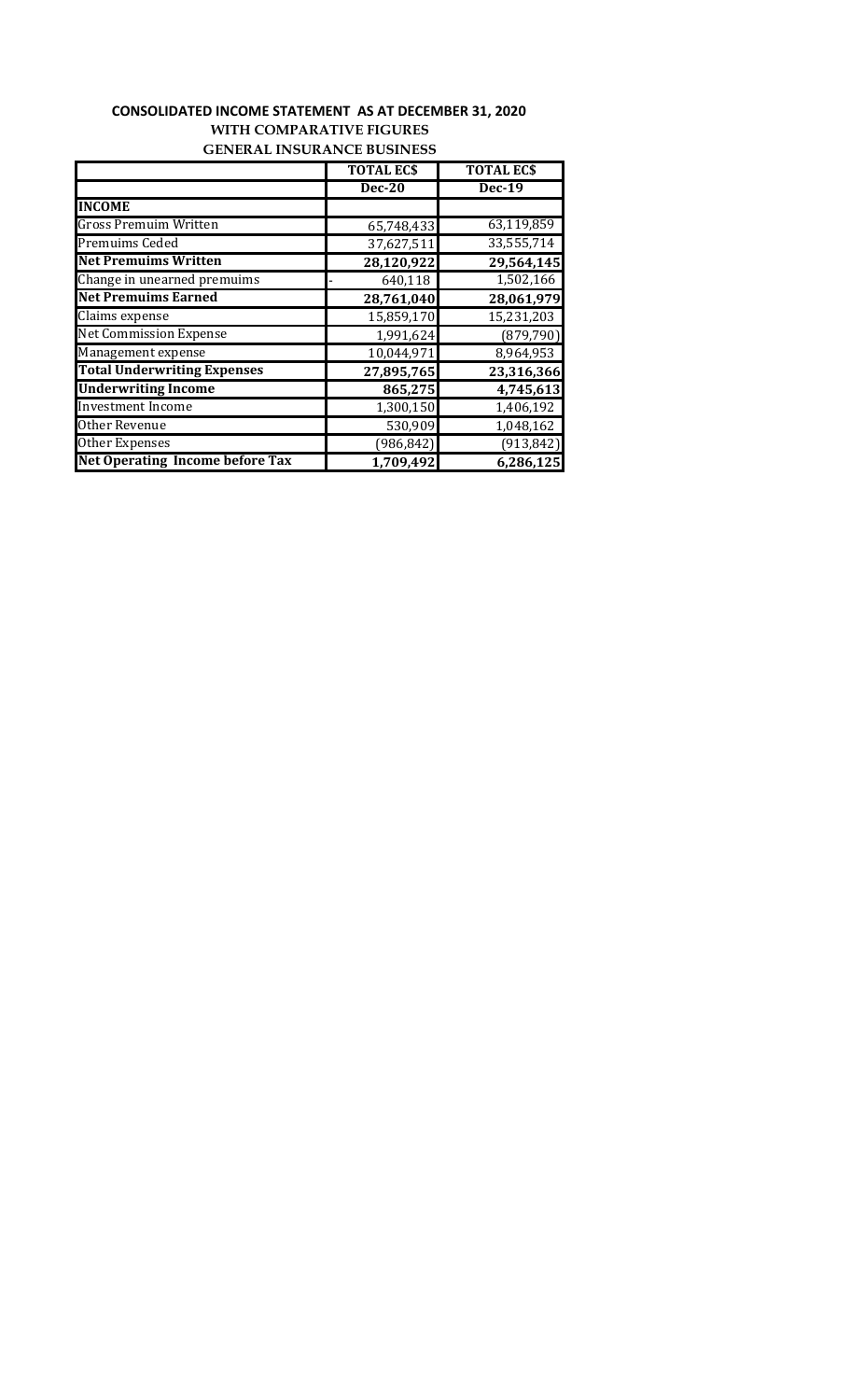**CONSOLIDATED INCOME STATEMENT AS AT DECEMBER 31, 2020**

**WITH COMPARATIVE FIGURES**

**GENERAL INSURANCE BUSINESS**

| | TOTAL EC$ | TOTAL EC$ |
|---|---|---|
| | Dec-20 | Dec-19 |
| **INCOME** | | |
| Gross Premuim Written | 65,748,433 | 63,119,859 |
| Premuims Ceded | 37,627,511 | 33,555,714 |
| **Net Premuims Written** | **28,120,922** | **29,564,145** |
| Change in unearned premuims | - 640,118 | 1,502,166 |
| **Net Premuims Earned** | **28,761,040** | **28,061,979** |
| Claims expense | 15,859,170 | 15,231,203 |
| Net Commission Expense | 1,991,624 | (879,790) |
| Management expense | 10,044,971 | 8,964,953 |
| **Total Underwriting Expenses** | **27,895,765** | **23,316,366** |
| **Underwriting Income** | **865,275** | **4,745,613** |
| Investment Income | 1,300,150 | 1,406,192 |
| Other Revenue | 530,909 | 1,048,162 |
| Other Expenses | (986,842) | (913,842) |
| **Net Operating Income before Tax** | **1,709,492** | **6,286,125** |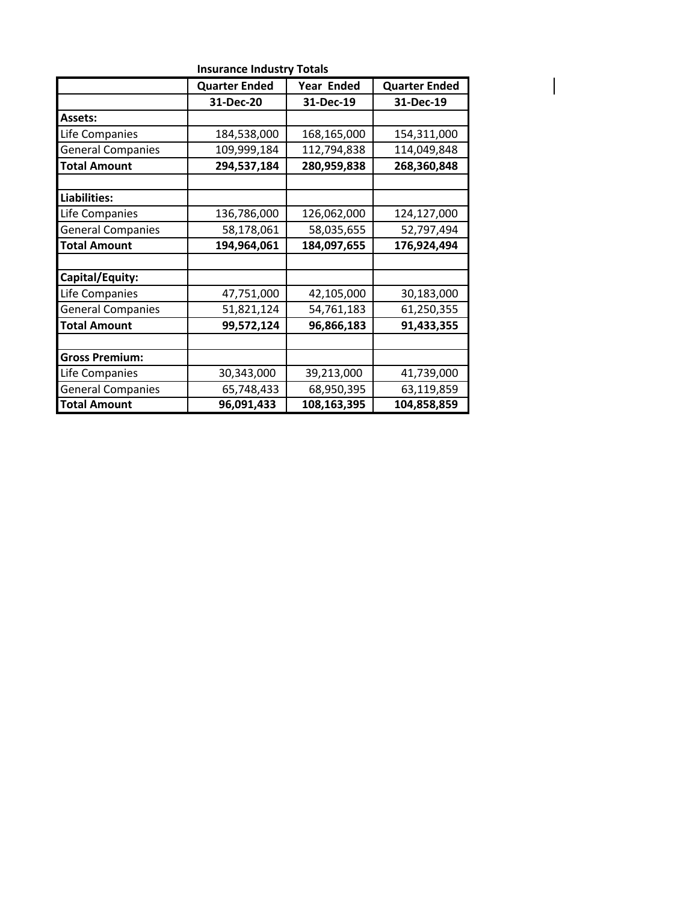**Insurance Industry Totals**

| | Quarter Ended | Year Ended | Quarter Ended |
|---|---|---|---|
| | **31-Dec-20** | **31-Dec-19** | **31-Dec-19** |
| **Assets:** | | | |
| Life Companies | 184,538,000 | 168,165,000 | 154,311,000 |
| General Companies | 109,999,184 | 112,794,838 | 114,049,848 |
| **Total Amount** | **294,537,184** | **280,959,838** | **268,360,848** |
| | | | |
| **Liabilities:** | | | |
| Life Companies | 136,786,000 | 126,062,000 | 124,127,000 |
| General Companies | 58,178,061 | 58,035,655 | 52,797,494 |
| **Total Amount** | **194,964,061** | **184,097,655** | **176,924,494** |
| | | | |
| **Capital/Equity:** | | | |
| Life Companies | 47,751,000 | 42,105,000 | 30,183,000 |
| General Companies | 51,821,124 | 54,761,183 | 61,250,355 |
| **Total Amount** | **99,572,124** | **96,866,183** | **91,433,355** |
| | | | |
| **Gross Premium:** | | | |
| Life Companies | 30,343,000 | 39,213,000 | 41,739,000 |
| General Companies | 65,748,433 | 68,950,395 | 63,119,859 |
| **Total Amount** | **96,091,433** | **108,163,395** | **104,858,859** |